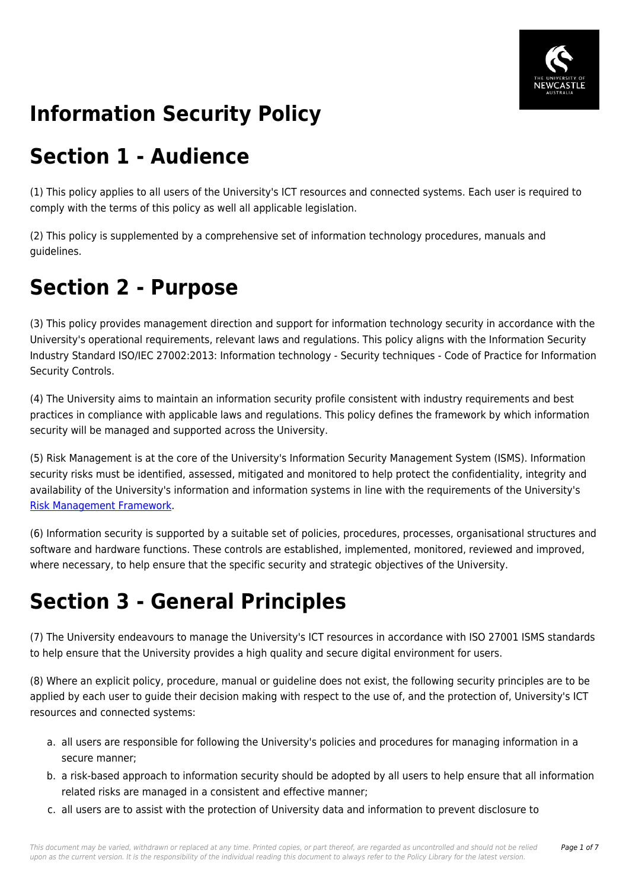# Information Security Policy

# Section 1 - Audience

(1) This policy applies to all users of the University's ICT resources and connected systems. Each user is required to comply with the terms of this policy as well all applicable legislation.

(2) This policy is supplemented by a comprehensive set of information technology procedures, manuals and guidelines.

# Section 2 - Purpose

(3) This policy provides management direction and support for information technology security in accordance with the University's operational requirements, relevant laws and regulations. This policy aligns with the Information Security Industry Standard ISO/IEC 27002:2013: Information technology - Security techniques - Code of Practice for Information Security Controls.

(4) The University aims to maintain an information security profile consistent with industry requirements and best practices in compliance with applicable laws and regulations. This policy defines the framework by which information security will be managed and supported across the University.

(5) Risk Management is at the core of the University's Information Security Management System (ISMS). Information security risks must be identified, assessed, mitigated and monitored to help protect the confidentiality, integrity and availability of the University's information and information systems in line with the requirements of the University's Risk Management Framework.

(6) Information security is supported by a suitable set of policies, procedures, processes, organisational structures and software and hardware functions. These controls are established, implemented, monitored, reviewed and improved, where necessary, to help ensure that the specific security and strategic objectives of the University.

# Section 3 - General Principles

(7) The University endeavours to manage the University's ICT resources in accordance with ISO 27001 ISMS standards to help ensure that the University provides a high quality and secure digital environment for users.

(8) Where an explicit policy, procedure, manual or guideline does not exist, the following security principles are to be applied by each user to guide their decision making with respect to the use of, and the protection of, University's ICT resources and connected systems:

a. all users are responsible for following the University's policies and procedures for managing information in a secure manner;
b. a risk-based approach to information security should be adopted by all users to help ensure that all information related risks are managed in a consistent and effective manner;
c. all users are to assist with the protection of University data and information to prevent disclosure to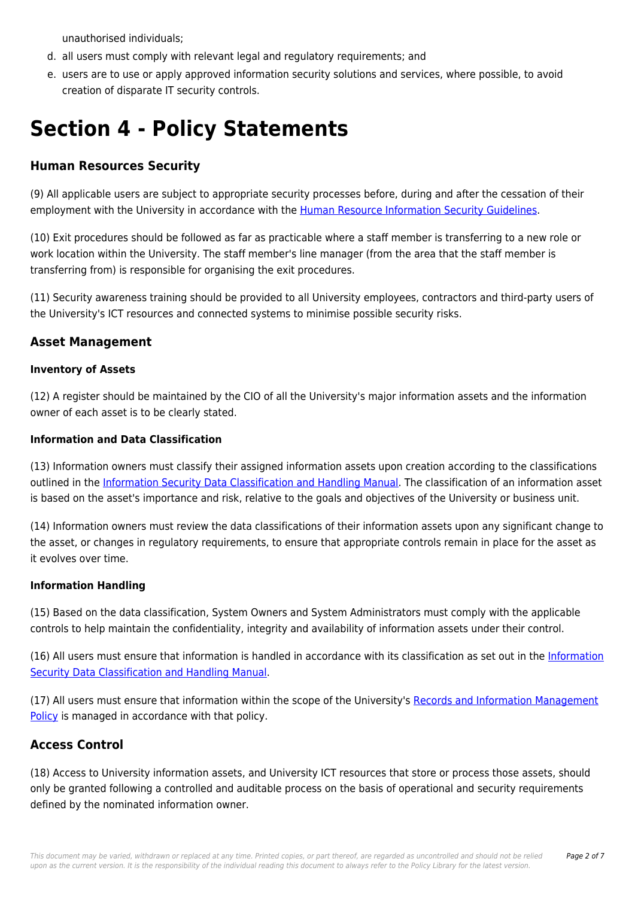unauthorised individuals;

d. all users must comply with relevant legal and regulatory requirements; and
e. users are to use or apply approved information security solutions and services, where possible, to avoid creation of disparate IT security controls.

# Section 4 - Policy Statements

## Human Resources Security

(9) All applicable users are subject to appropriate security processes before, during and after the cessation of their employment with the University in accordance with the Human Resource Information Security Guidelines.

(10) Exit procedures should be followed as far as practicable where a staff member is transferring to a new role or work location within the University. The staff member's line manager (from the area that the staff member is transferring from) is responsible for organising the exit procedures.

(11) Security awareness training should be provided to all University employees, contractors and third-party users of the University's ICT resources and connected systems to minimise possible security risks.

## Asset Management

### Inventory of Assets

(12) A register should be maintained by the CIO of all the University's major information assets and the information owner of each asset is to be clearly stated.

### Information and Data Classification

(13) Information owners must classify their assigned information assets upon creation according to the classifications outlined in the Information Security Data Classification and Handling Manual. The classification of an information asset is based on the asset's importance and risk, relative to the goals and objectives of the University or business unit.

(14) Information owners must review the data classifications of their information assets upon any significant change to the asset, or changes in regulatory requirements, to ensure that appropriate controls remain in place for the asset as it evolves over time.

### Information Handling

(15) Based on the data classification, System Owners and System Administrators must comply with the applicable controls to help maintain the confidentiality, integrity and availability of information assets under their control.

(16) All users must ensure that information is handled in accordance with its classification as set out in the Information Security Data Classification and Handling Manual.

(17) All users must ensure that information within the scope of the University's Records and Information Management Policy is managed in accordance with that policy.

## Access Control

(18) Access to University information assets, and University ICT resources that store or process those assets, should only be granted following a controlled and auditable process on the basis of operational and security requirements defined by the nominated information owner.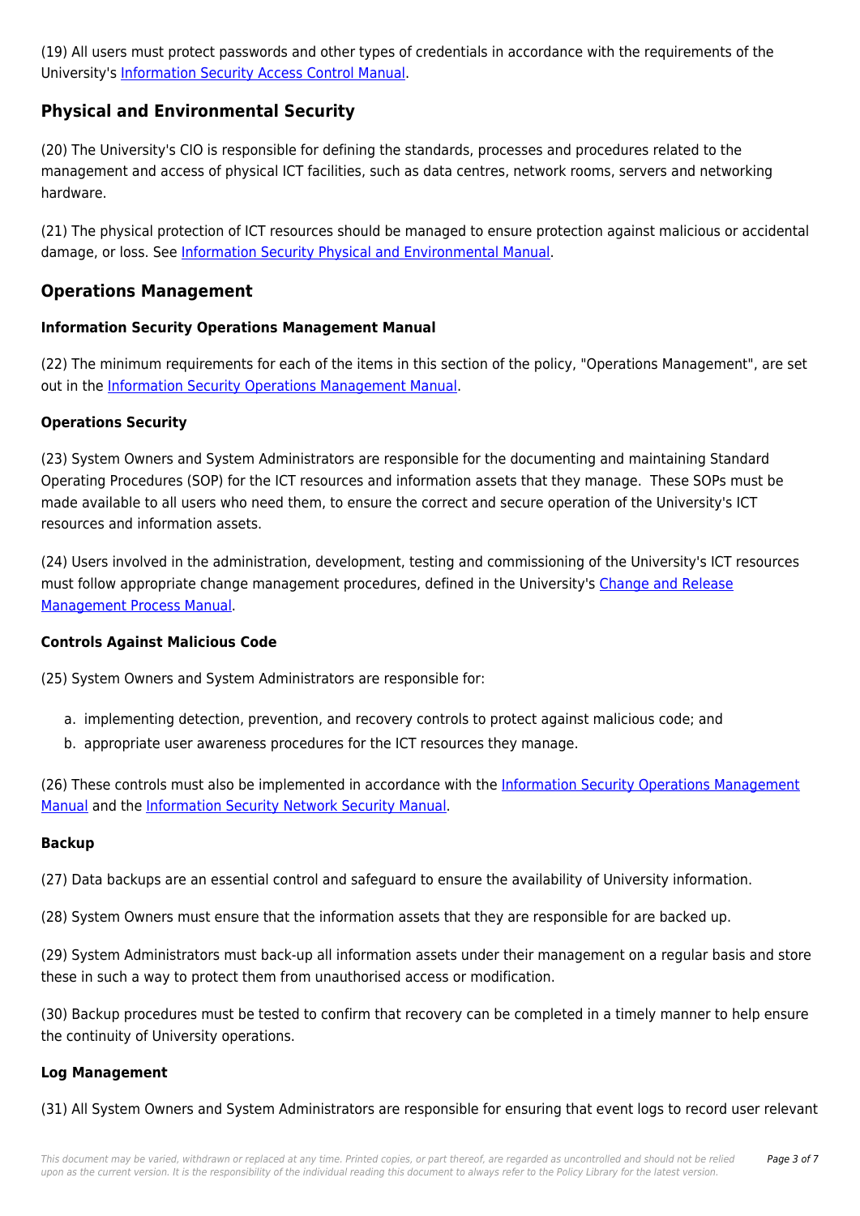(19) All users must protect passwords and other types of credentials in accordance with the requirements of the University's Information Security Access Control Manual.

## Physical and Environmental Security

(20) The University's CIO is responsible for defining the standards, processes and procedures related to the management and access of physical ICT facilities, such as data centres, network rooms, servers and networking hardware.

(21) The physical protection of ICT resources should be managed to ensure protection against malicious or accidental damage, or loss. See Information Security Physical and Environmental Manual.

## Operations Management

### Information Security Operations Management Manual

(22) The minimum requirements for each of the items in this section of the policy, "Operations Management", are set out in the Information Security Operations Management Manual.

### Operations Security

(23) System Owners and System Administrators are responsible for the documenting and maintaining Standard Operating Procedures (SOP) for the ICT resources and information assets that they manage. These SOPs must be made available to all users who need them, to ensure the correct and secure operation of the University's ICT resources and information assets.

(24) Users involved in the administration, development, testing and commissioning of the University's ICT resources must follow appropriate change management procedures, defined in the University's Change and Release Management Process Manual.

### Controls Against Malicious Code

(25) System Owners and System Administrators are responsible for:

a. implementing detection, prevention, and recovery controls to protect against malicious code; and
b. appropriate user awareness procedures for the ICT resources they manage.

(26) These controls must also be implemented in accordance with the Information Security Operations Management Manual and the Information Security Network Security Manual.

### Backup

(27) Data backups are an essential control and safeguard to ensure the availability of University information.

(28) System Owners must ensure that the information assets that they are responsible for are backed up.

(29) System Administrators must back-up all information assets under their management on a regular basis and store these in such a way to protect them from unauthorised access or modification.

(30) Backup procedures must be tested to confirm that recovery can be completed in a timely manner to help ensure the continuity of University operations.

### Log Management

(31) All System Owners and System Administrators are responsible for ensuring that event logs to record user relevant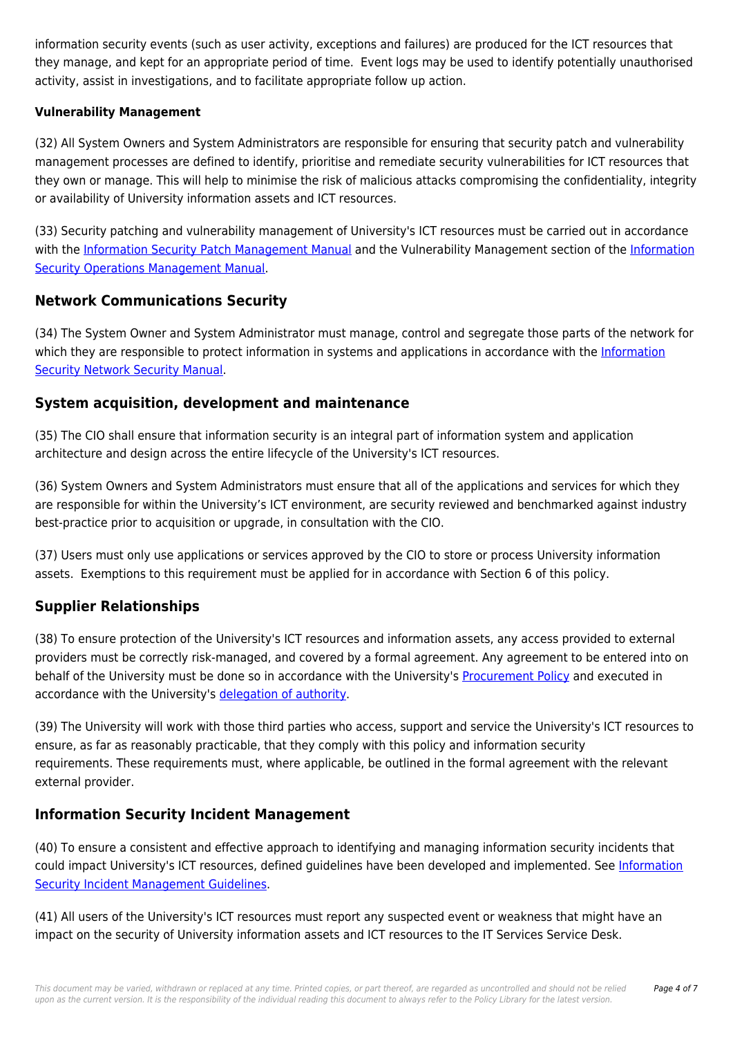information security events (such as user activity, exceptions and failures) are produced for the ICT resources that they manage, and kept for an appropriate period of time. Event logs may be used to identify potentially unauthorised activity, assist in investigations, and to facilitate appropriate follow up action.

**Vulnerability Management**

(32) All System Owners and System Administrators are responsible for ensuring that security patch and vulnerability management processes are defined to identify, prioritise and remediate security vulnerabilities for ICT resources that they own or manage. This will help to minimise the risk of malicious attacks compromising the confidentiality, integrity or availability of University information assets and ICT resources.

(33) Security patching and vulnerability management of University's ICT resources must be carried out in accordance with the Information Security Patch Management Manual and the Vulnerability Management section of the Information Security Operations Management Manual.

## Network Communications Security

(34) The System Owner and System Administrator must manage, control and segregate those parts of the network for which they are responsible to protect information in systems and applications in accordance with the Information Security Network Security Manual.

## System acquisition, development and maintenance

(35) The CIO shall ensure that information security is an integral part of information system and application architecture and design across the entire lifecycle of the University's ICT resources.

(36) System Owners and System Administrators must ensure that all of the applications and services for which they are responsible for within the University's ICT environment, are security reviewed and benchmarked against industry best-practice prior to acquisition or upgrade, in consultation with the CIO.

(37) Users must only use applications or services approved by the CIO to store or process University information assets. Exemptions to this requirement must be applied for in accordance with Section 6 of this policy.

## Supplier Relationships

(38) To ensure protection of the University's ICT resources and information assets, any access provided to external providers must be correctly risk-managed, and covered by a formal agreement. Any agreement to be entered into on behalf of the University must be done so in accordance with the University's Procurement Policy and executed in accordance with the University's delegation of authority.

(39) The University will work with those third parties who access, support and service the University's ICT resources to ensure, as far as reasonably practicable, that they comply with this policy and information security requirements. These requirements must, where applicable, be outlined in the formal agreement with the relevant external provider.

## Information Security Incident Management

(40) To ensure a consistent and effective approach to identifying and managing information security incidents that could impact University's ICT resources, defined guidelines have been developed and implemented. See Information Security Incident Management Guidelines.

(41) All users of the University's ICT resources must report any suspected event or weakness that might have an impact on the security of University information assets and ICT resources to the IT Services Service Desk.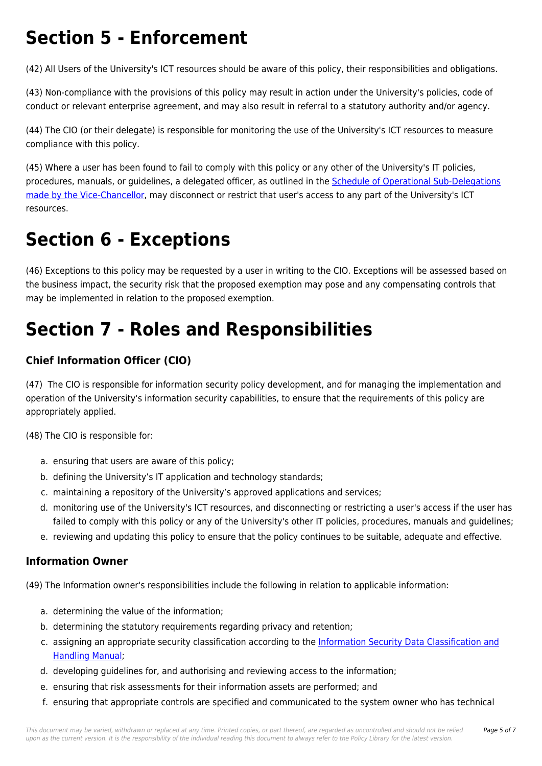# Section 5 - Enforcement

(42) All Users of the University's ICT resources should be aware of this policy, their responsibilities and obligations.

(43) Non-compliance with the provisions of this policy may result in action under the University's policies, code of conduct or relevant enterprise agreement, and may also result in referral to a statutory authority and/or agency.

(44) The CIO (or their delegate) is responsible for monitoring the use of the University's ICT resources to measure compliance with this policy.

(45) Where a user has been found to fail to comply with this policy or any other of the University's IT policies, procedures, manuals, or guidelines, a delegated officer, as outlined in the Schedule of Operational Sub-Delegations made by the Vice-Chancellor, may disconnect or restrict that user's access to any part of the University's ICT resources.

# Section 6 - Exceptions

(46) Exceptions to this policy may be requested by a user in writing to the CIO. Exceptions will be assessed based on the business impact, the security risk that the proposed exemption may pose and any compensating controls that may be implemented in relation to the proposed exemption.

# Section 7 - Roles and Responsibilities

## Chief Information Officer (CIO)

(47) The CIO is responsible for information security policy development, and for managing the implementation and operation of the University's information security capabilities, to ensure that the requirements of this policy are appropriately applied.

(48) The CIO is responsible for:

a. ensuring that users are aware of this policy;
b. defining the University's IT application and technology standards;
c. maintaining a repository of the University's approved applications and services;
d. monitoring use of the University's ICT resources, and disconnecting or restricting a user's access if the user has failed to comply with this policy or any of the University's other IT policies, procedures, manuals and guidelines;
e. reviewing and updating this policy to ensure that the policy continues to be suitable, adequate and effective.

## Information Owner

(49) The Information owner's responsibilities include the following in relation to applicable information:

a. determining the value of the information;
b. determining the statutory requirements regarding privacy and retention;
c. assigning an appropriate security classification according to the Information Security Data Classification and Handling Manual;
d. developing guidelines for, and authorising and reviewing access to the information;
e. ensuring that risk assessments for their information assets are performed; and
f. ensuring that appropriate controls are specified and communicated to the system owner who has technical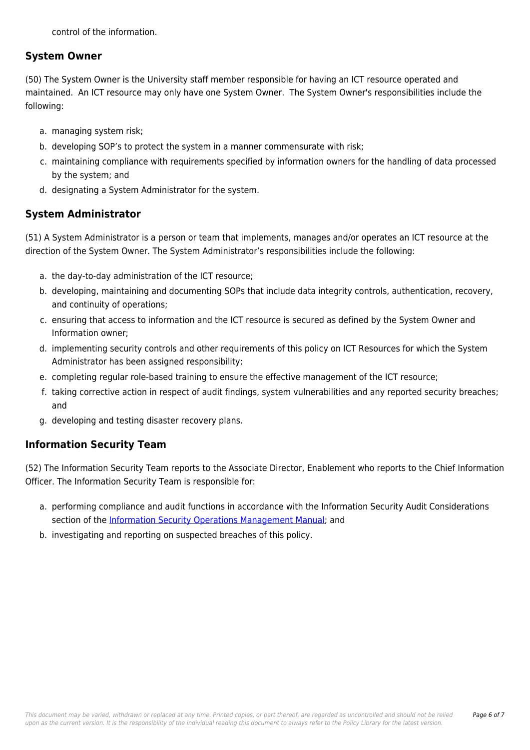control of the information.

## System Owner

(50) The System Owner is the University staff member responsible for having an ICT resource operated and maintained. An ICT resource may only have one System Owner. The System Owner's responsibilities include the following:

a. managing system risk;
b. developing SOP's to protect the system in a manner commensurate with risk;
c. maintaining compliance with requirements specified by information owners for the handling of data processed by the system; and
d. designating a System Administrator for the system.

## System Administrator

(51) A System Administrator is a person or team that implements, manages and/or operates an ICT resource at the direction of the System Owner. The System Administrator's responsibilities include the following:

a. the day-to-day administration of the ICT resource;
b. developing, maintaining and documenting SOPs that include data integrity controls, authentication, recovery, and continuity of operations;
c. ensuring that access to information and the ICT resource is secured as defined by the System Owner and Information owner;
d. implementing security controls and other requirements of this policy on ICT Resources for which the System Administrator has been assigned responsibility;
e. completing regular role-based training to ensure the effective management of the ICT resource;
f. taking corrective action in respect of audit findings, system vulnerabilities and any reported security breaches; and
g. developing and testing disaster recovery plans.

## Information Security Team

(52) The Information Security Team reports to the Associate Director, Enablement who reports to the Chief Information Officer. The Information Security Team is responsible for:

a. performing compliance and audit functions in accordance with the Information Security Audit Considerations section of the Information Security Operations Management Manual; and
b. investigating and reporting on suspected breaches of this policy.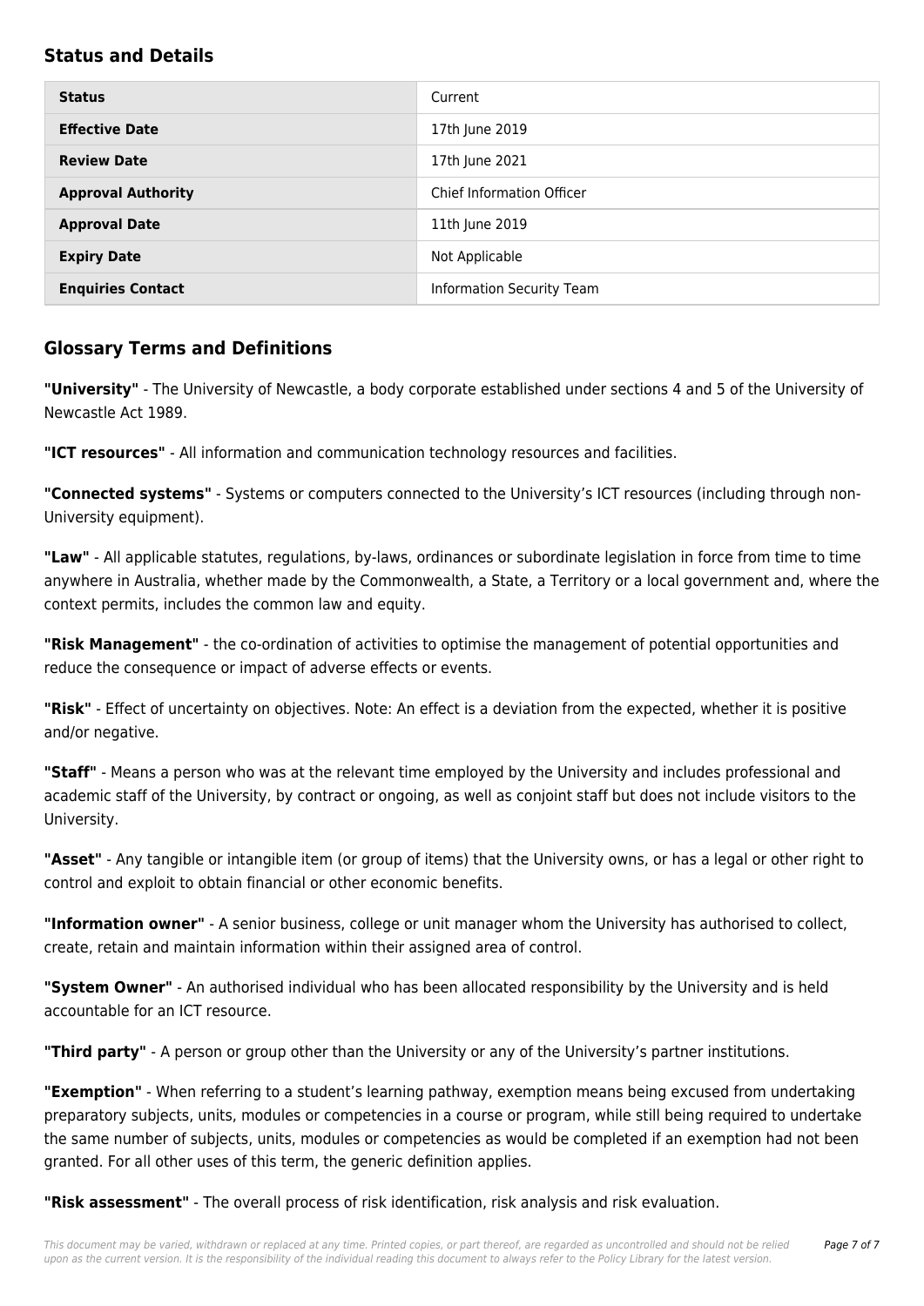## Status and Details

| | |
|---|---|
| **Status** | Current |
| **Effective Date** | 17th June 2019 |
| **Review Date** | 17th June 2021 |
| **Approval Authority** | Chief Information Officer |
| **Approval Date** | 11th June 2019 |
| **Expiry Date** | Not Applicable |
| **Enquiries Contact** | Information Security Team |

## Glossary Terms and Definitions

**"University"** - The University of Newcastle, a body corporate established under sections 4 and 5 of the University of Newcastle Act 1989.

**"ICT resources"** - All information and communication technology resources and facilities.

**"Connected systems"** - Systems or computers connected to the University's ICT resources (including through non-University equipment).

**"Law"** - All applicable statutes, regulations, by-laws, ordinances or subordinate legislation in force from time to time anywhere in Australia, whether made by the Commonwealth, a State, a Territory or a local government and, where the context permits, includes the common law and equity.

**"Risk Management"** - the co-ordination of activities to optimise the management of potential opportunities and reduce the consequence or impact of adverse effects or events.

**"Risk"** - Effect of uncertainty on objectives. Note: An effect is a deviation from the expected, whether it is positive and/or negative.

**"Staff"** - Means a person who was at the relevant time employed by the University and includes professional and academic staff of the University, by contract or ongoing, as well as conjoint staff but does not include visitors to the University.

**"Asset"** - Any tangible or intangible item (or group of items) that the University owns, or has a legal or other right to control and exploit to obtain financial or other economic benefits.

**"Information owner"** - A senior business, college or unit manager whom the University has authorised to collect, create, retain and maintain information within their assigned area of control.

**"System Owner"** - An authorised individual who has been allocated responsibility by the University and is held accountable for an ICT resource.

**"Third party"** - A person or group other than the University or any of the University's partner institutions.

**"Exemption"** - When referring to a student's learning pathway, exemption means being excused from undertaking preparatory subjects, units, modules or competencies in a course or program, while still being required to undertake the same number of subjects, units, modules or competencies as would be completed if an exemption had not been granted. For all other uses of this term, the generic definition applies.

**"Risk assessment"** - The overall process of risk identification, risk analysis and risk evaluation.

*This document may be varied, withdrawn or replaced at any time. Printed copies, or part thereof, are regarded as uncontrolled and should not be relied upon as the current version. It is the responsibility of the individual reading this document to always refer to the Policy Library for the latest version.*